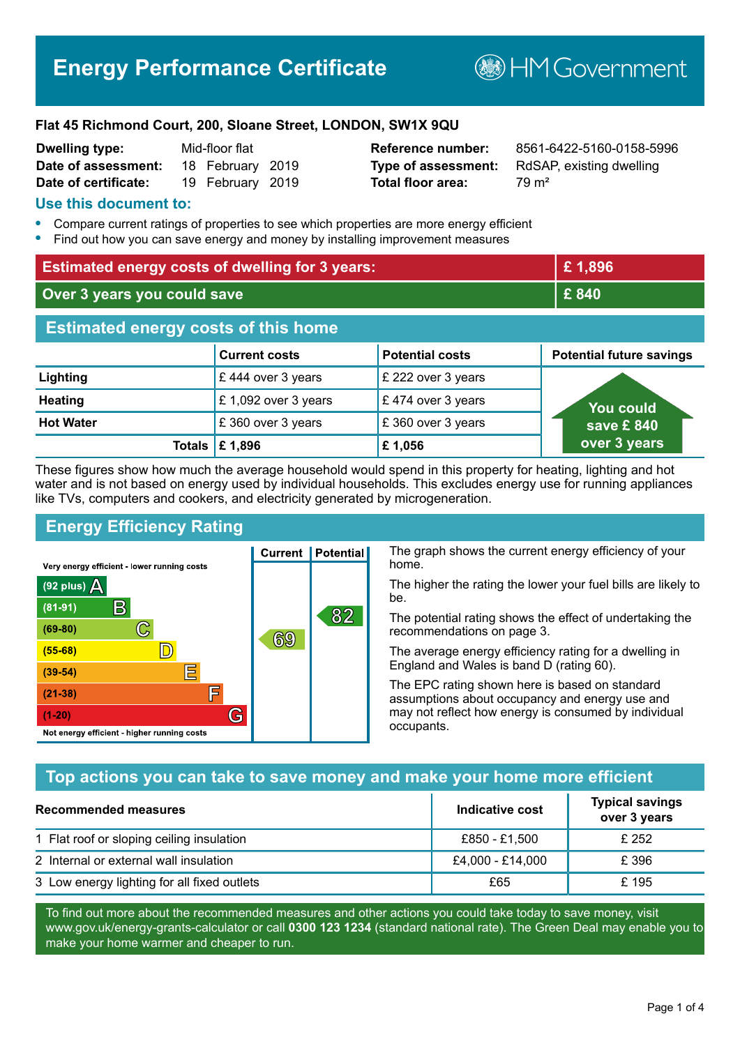# Energy Performance Certificate

HM Government

**Flat 45 Richmond Court, 200, Sloane Street, LONDON, SW1X 9QU**

| | | | |
|---|---|---|---|
| **Dwelling type:** | Mid-floor flat | **Reference number:** | 8561-6422-5160-0158-5996 |
| **Date of assessment:** | 18 February 2019 | **Type of assessment:** | RdSAP, existing dwelling |
| **Date of certificate:** | 19 February 2019 | **Total floor area:** | 79 m² |

## Use this document to:

- Compare current ratings of properties to see which properties are more energy efficient
- Find out how you can save energy and money by installing improvement measures

| | |
|---|---|
| **Estimated energy costs of dwelling for 3 years:** | **£ 1,896** |
| **Over 3 years you could save** | **£ 840** |

## Estimated energy costs of this home

| | Current costs | Potential costs | Potential future savings |
|---|---|---|---|
| **Lighting** | £ 444 over 3 years | £ 222 over 3 years | You could save £ 840 over 3 years |
| **Heating** | £ 1,092 over 3 years | £ 474 over 3 years | |
| **Hot Water** | £ 360 over 3 years | £ 360 over 3 years | |
| **Totals** | **£ 1,896** | **£ 1,056** | |

These figures show how much the average household would spend in this property for heating, lighting and hot water and is not based on energy used by individual households. This excludes energy use for running appliances like TVs, computers and cookers, and electricity generated by microgeneration.

## Energy Efficiency Rating

| Rating | Current | Potential |
|---|---|---|
| Very energy efficient - lower running costs | | |
| (92 plus) A | | |
| (81-91) B | | 82 |
| (69-80) C | 69 | |
| (55-68) D | | |
| (39-54) E | | |
| (21-38) F | | |
| (1-20) G | | |
| Not energy efficient - higher running costs | | |

The graph shows the current energy efficiency of your home.

The higher the rating the lower your fuel bills are likely to be.

The potential rating shows the effect of undertaking the recommendations on page 3.

The average energy efficiency rating for a dwelling in England and Wales is band D (rating 60).

The EPC rating shown here is based on standard assumptions about occupancy and energy use and may not reflect how energy is consumed by individual occupants.

## Top actions you can take to save money and make your home more efficient

| Recommended measures | Indicative cost | Typical savings over 3 years |
|---|---|---|
| 1 Flat roof or sloping ceiling insulation | £850 - £1,500 | £ 252 |
| 2 Internal or external wall insulation | £4,000 - £14,000 | £ 396 |
| 3 Low energy lighting for all fixed outlets | £65 | £ 195 |

To find out more about the recommended measures and other actions you could take today to save money, visit www.gov.uk/energy-grants-calculator or call **0300 123 1234** (standard national rate). The Green Deal may enable you to make your home warmer and cheaper to run.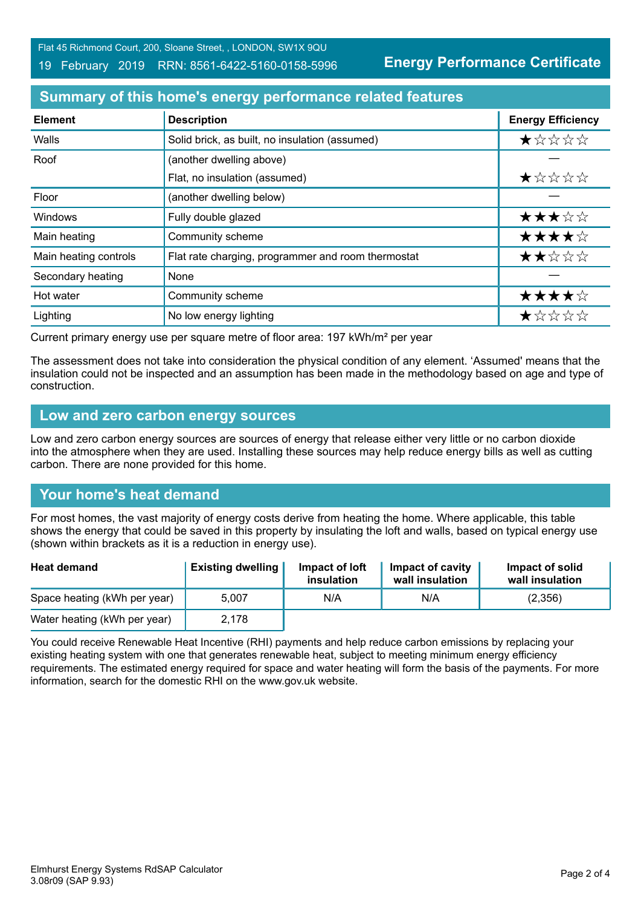Flat 45 Richmond Court, 200, Sloane Street, , LONDON, SW1X 9QU

19 February 2019 RRN: 8561-6422-5160-0158-5996

**Energy Performance Certificate**

## Summary of this home's energy performance related features

| Element | Description | Energy Efficiency |
|---|---|---|
| Walls | Solid brick, as built, no insulation (assumed) | ★☆☆☆☆ |
| Roof | (another dwelling above) | — |
| | Flat, no insulation (assumed) | ★☆☆☆☆ |
| Floor | (another dwelling below) | — |
| Windows | Fully double glazed | ★★★☆☆ |
| Main heating | Community scheme | ★★★★☆ |
| Main heating controls | Flat rate charging, programmer and room thermostat | ★★☆☆☆ |
| Secondary heating | None | — |
| Hot water | Community scheme | ★★★★☆ |
| Lighting | No low energy lighting | ★☆☆☆☆ |

Current primary energy use per square metre of floor area: 197 kWh/m² per year

The assessment does not take into consideration the physical condition of any element. 'Assumed' means that the insulation could not be inspected and an assumption has been made in the methodology based on age and type of construction.

## Low and zero carbon energy sources

Low and zero carbon energy sources are sources of energy that release either very little or no carbon dioxide into the atmosphere when they are used. Installing these sources may help reduce energy bills as well as cutting carbon. There are none provided for this home.

## Your home's heat demand

For most homes, the vast majority of energy costs derive from heating the home. Where applicable, this table shows the energy that could be saved in this property by insulating the loft and walls, based on typical energy use (shown within brackets as it is a reduction in energy use).

| Heat demand | Existing dwelling | Impact of loft insulation | Impact of cavity wall insulation | Impact of solid wall insulation |
|---|---|---|---|---|
| Space heating (kWh per year) | 5,007 | N/A | N/A | (2,356) |
| Water heating (kWh per year) | 2,178 | | | |

You could receive Renewable Heat Incentive (RHI) payments and help reduce carbon emissions by replacing your existing heating system with one that generates renewable heat, subject to meeting minimum energy efficiency requirements. The estimated energy required for space and water heating will form the basis of the payments. For more information, search for the domestic RHI on the www.gov.uk website.

Elmhurst Energy Systems RdSAP Calculator
3.08r09 (SAP 9.93)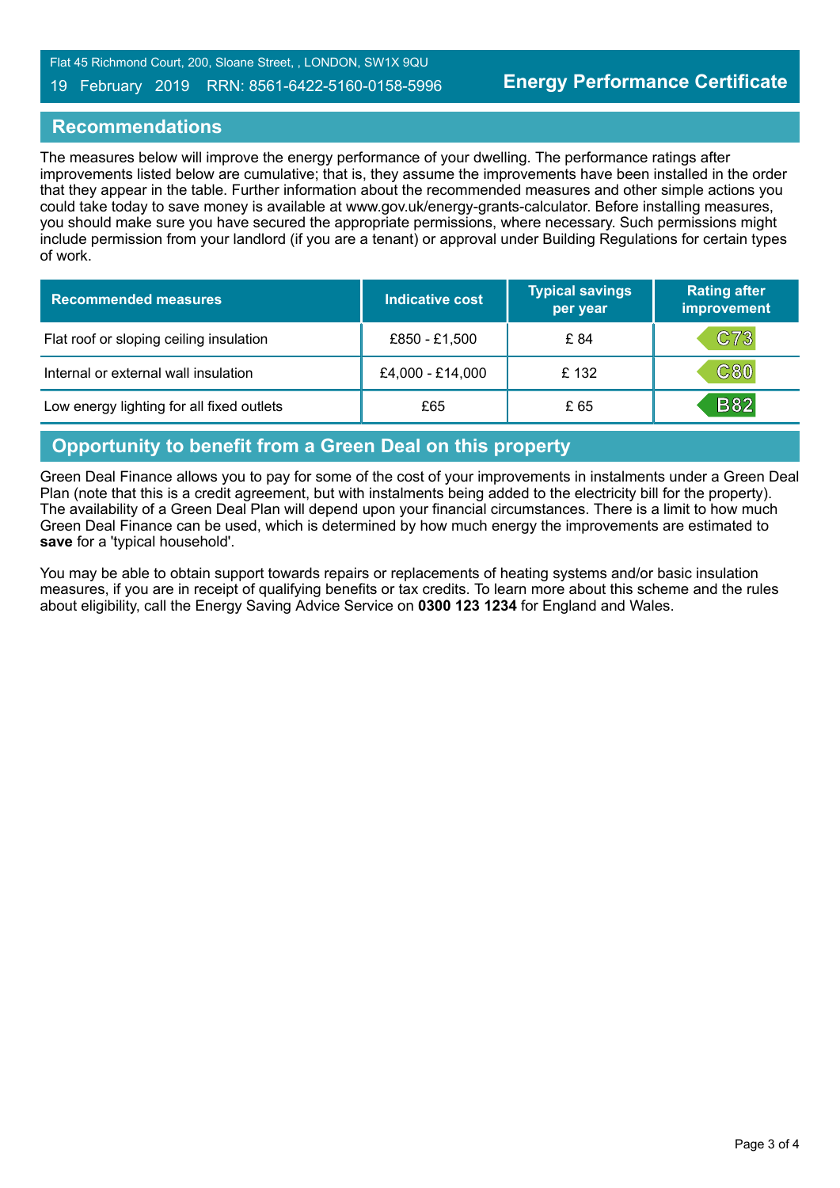## Recommendations

The measures below will improve the energy performance of your dwelling. The performance ratings after improvements listed below are cumulative; that is, they assume the improvements have been installed in the order that they appear in the table. Further information about the recommended measures and other simple actions you could take today to save money is available at www.gov.uk/energy-grants-calculator. Before installing measures, you should make sure you have secured the appropriate permissions, where necessary. Such permissions might include permission from your landlord (if you are a tenant) or approval under Building Regulations for certain types of work.

| Recommended measures | Indicative cost | Typical savings per year | Rating after improvement |
|---|---|---|---|
| Flat roof or sloping ceiling insulation | £850 - £1,500 | £ 84 | C73 |
| Internal or external wall insulation | £4,000 - £14,000 | £ 132 | C80 |
| Low energy lighting for all fixed outlets | £65 | £ 65 | B82 |

## Opportunity to benefit from a Green Deal on this property

Green Deal Finance allows you to pay for some of the cost of your improvements in instalments under a Green Deal Plan (note that this is a credit agreement, but with instalments being added to the electricity bill for the property). The availability of a Green Deal Plan will depend upon your financial circumstances. There is a limit to how much Green Deal Finance can be used, which is determined by how much energy the improvements are estimated to **save** for a 'typical household'.

You may be able to obtain support towards repairs or replacements of heating systems and/or basic insulation measures, if you are in receipt of qualifying benefits or tax credits. To learn more about this scheme and the rules about eligibility, call the Energy Saving Advice Service on **0300 123 1234** for England and Wales.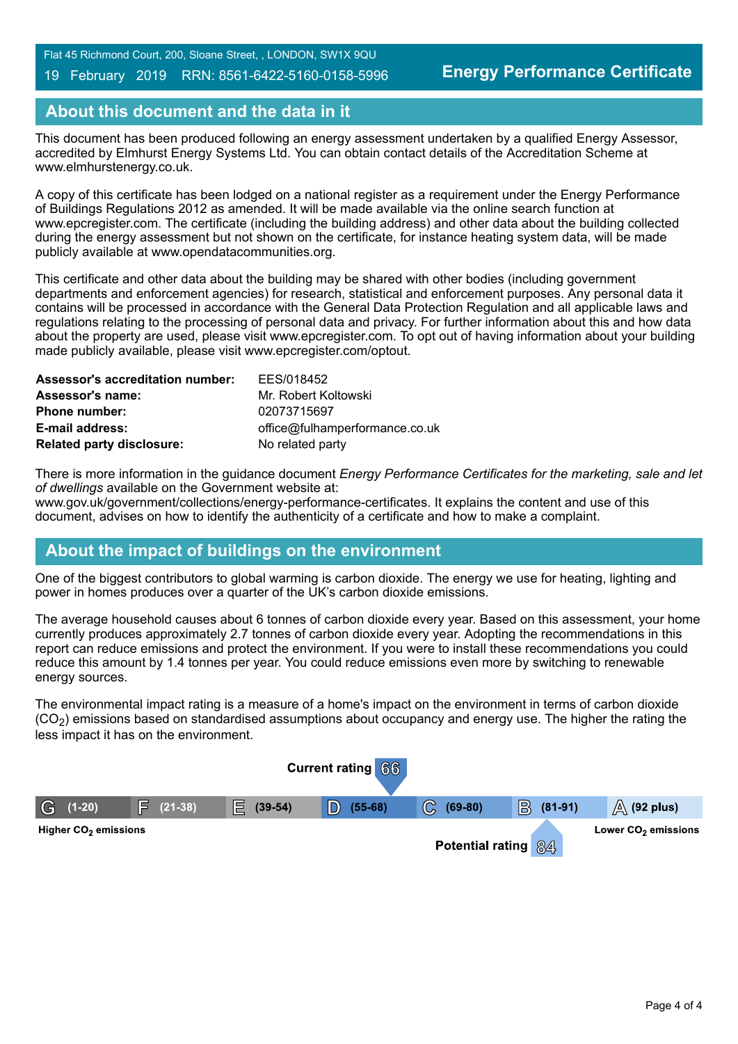Flat 45 Richmond Court, 200, Sloane Street, , LONDON, SW1X 9QU

19 February 2019 RRN: 8561-6422-5160-0158-5996

**Energy Performance Certificate**

## About this document and the data in it

This document has been produced following an energy assessment undertaken by a qualified Energy Assessor, accredited by Elmhurst Energy Systems Ltd. You can obtain contact details of the Accreditation Scheme at www.elmhurstenergy.co.uk.

A copy of this certificate has been lodged on a national register as a requirement under the Energy Performance of Buildings Regulations 2012 as amended. It will be made available via the online search function at www.epcregister.com. The certificate (including the building address) and other data about the building collected during the energy assessment but not shown on the certificate, for instance heating system data, will be made publicly available at www.opendatacommunities.org.

This certificate and other data about the building may be shared with other bodies (including government departments and enforcement agencies) for research, statistical and enforcement purposes. Any personal data it contains will be processed in accordance with the General Data Protection Regulation and all applicable laws and regulations relating to the processing of personal data and privacy. For further information about this and how data about the property are used, please visit www.epcregister.com. To opt out of having information about your building made publicly available, please visit www.epcregister.com/optout.

| | |
|---|---|
| **Assessor's accreditation number:** | EES/018452 |
| **Assessor's name:** | Mr. Robert Koltowski |
| **Phone number:** | 02073715697 |
| **E-mail address:** | office@fulhamperformance.co.uk |
| **Related party disclosure:** | No related party |

There is more information in the guidance document *Energy Performance Certificates for the marketing, sale and let of dwellings* available on the Government website at: www.gov.uk/government/collections/energy-performance-certificates. It explains the content and use of this document, advises on how to identify the authenticity of a certificate and how to make a complaint.

## About the impact of buildings on the environment

One of the biggest contributors to global warming is carbon dioxide. The energy we use for heating, lighting and power in homes produces over a quarter of the UK's carbon dioxide emissions.

The average household causes about 6 tonnes of carbon dioxide every year. Based on this assessment, your home currently produces approximately 2.7 tonnes of carbon dioxide every year. Adopting the recommendations in this report can reduce emissions and protect the environment. If you were to install these recommendations you could reduce this amount by 1.4 tonnes per year. You could reduce emissions even more by switching to renewable energy sources.

The environmental impact rating is a measure of a home's impact on the environment in terms of carbon dioxide ($CO_2$) emissions based on standardised assumptions about occupancy and energy use. The higher the rating the less impact it has on the environment.

Current rating 66

G (1-20) F (21-38) E (39-54) D (55-68) C (69-80) B (81-91) A (92 plus)

Higher $CO_2$ emissions

Lower $CO_2$ emissions

Potential rating 84